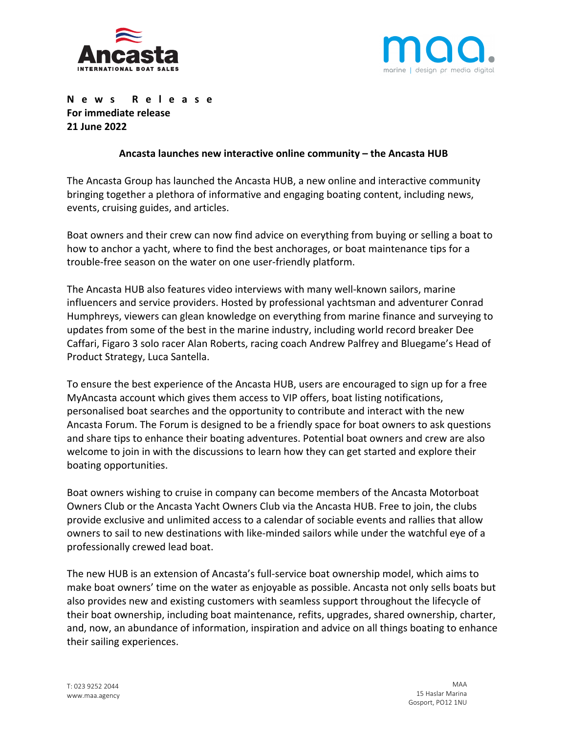**News Release**
**For immediate release**
**21 June 2022**

**Ancasta launches new interactive online community – the Ancasta HUB**

The Ancasta Group has launched the Ancasta HUB, a new online and interactive community bringing together a plethora of informative and engaging boating content, including news, events, cruising guides, and articles.

Boat owners and their crew can now find advice on everything from buying or selling a boat to how to anchor a yacht, where to find the best anchorages, or boat maintenance tips for a trouble-free season on the water on one user-friendly platform.

The Ancasta HUB also features video interviews with many well-known sailors, marine influencers and service providers. Hosted by professional yachtsman and adventurer Conrad Humphreys, viewers can glean knowledge on everything from marine finance and surveying to updates from some of the best in the marine industry, including world record breaker Dee Caffari, Figaro 3 solo racer Alan Roberts, racing coach Andrew Palfrey and Bluegame's Head of Product Strategy, Luca Santella.

To ensure the best experience of the Ancasta HUB, users are encouraged to sign up for a free MyAncasta account which gives them access to VIP offers, boat listing notifications, personalised boat searches and the opportunity to contribute and interact with the new Ancasta Forum. The Forum is designed to be a friendly space for boat owners to ask questions and share tips to enhance their boating adventures. Potential boat owners and crew are also welcome to join in with the discussions to learn how they can get started and explore their boating opportunities.

Boat owners wishing to cruise in company can become members of the Ancasta Motorboat Owners Club or the Ancasta Yacht Owners Club via the Ancasta HUB. Free to join, the clubs provide exclusive and unlimited access to a calendar of sociable events and rallies that allow owners to sail to new destinations with like-minded sailors while under the watchful eye of a professionally crewed lead boat.

The new HUB is an extension of Ancasta's full-service boat ownership model, which aims to make boat owners' time on the water as enjoyable as possible. Ancasta not only sells boats but also provides new and existing customers with seamless support throughout the lifecycle of their boat ownership, including boat maintenance, refits, upgrades, shared ownership, charter, and, now, an abundance of information, inspiration and advice on all things boating to enhance their sailing experiences.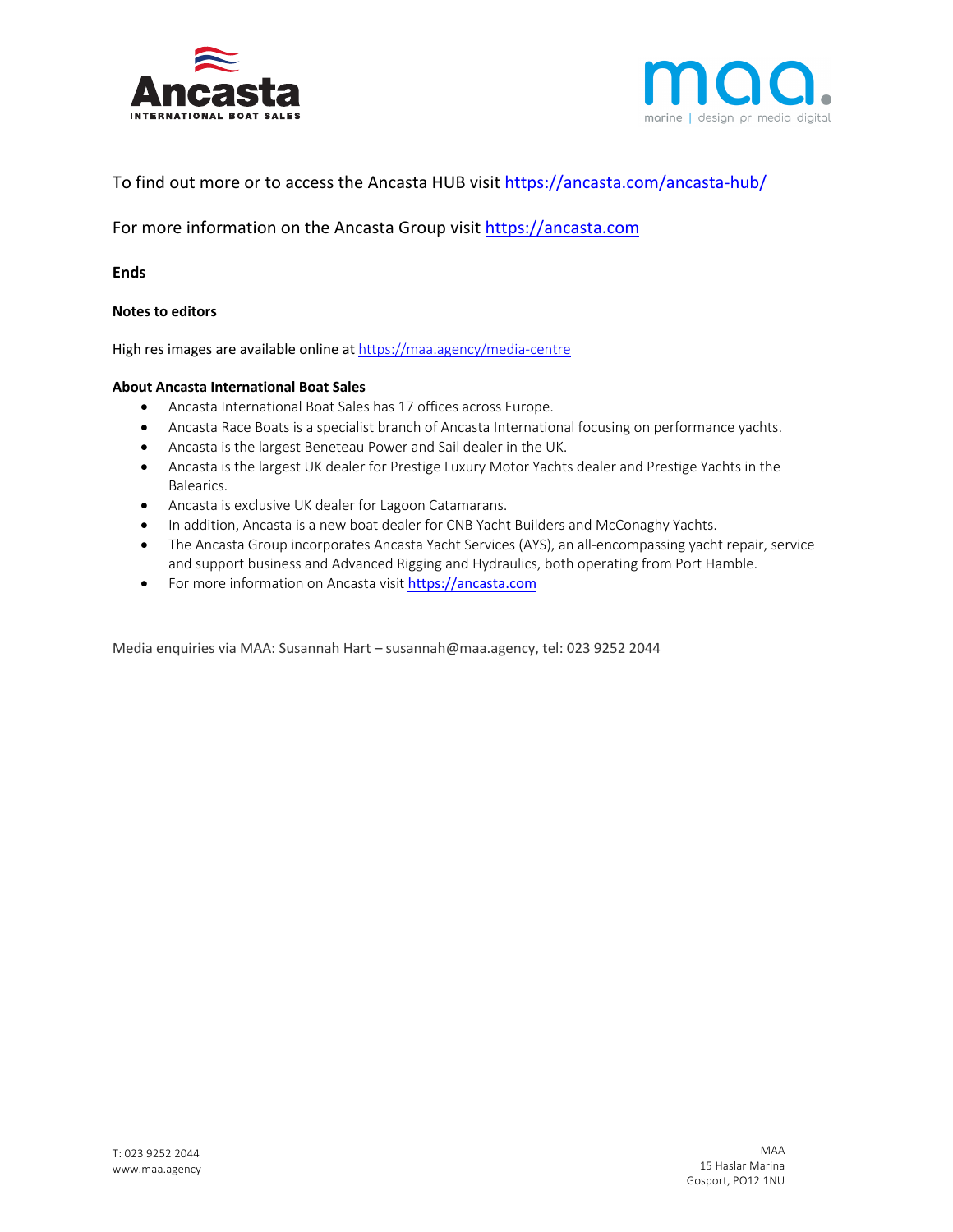To find out more or to access the Ancasta HUB visit https://ancasta.com/ancasta-hub/

For more information on the Ancasta Group visit https://ancasta.com

**Ends**

**Notes to editors**

High res images are available online at https://maa.agency/media-centre

**About Ancasta International Boat Sales**

- Ancasta International Boat Sales has 17 offices across Europe.
- Ancasta Race Boats is a specialist branch of Ancasta International focusing on performance yachts.
- Ancasta is the largest Beneteau Power and Sail dealer in the UK.
- Ancasta is the largest UK dealer for Prestige Luxury Motor Yachts dealer and Prestige Yachts in the Balearics.
- Ancasta is exclusive UK dealer for Lagoon Catamarans.
- In addition, Ancasta is a new boat dealer for CNB Yacht Builders and McConaghy Yachts.
- The Ancasta Group incorporates Ancasta Yacht Services (AYS), an all-encompassing yacht repair, service and support business and Advanced Rigging and Hydraulics, both operating from Port Hamble.
- For more information on Ancasta visit https://ancasta.com

Media enquiries via MAA: Susannah Hart – susannah@maa.agency, tel: 023 9252 2044

T: 023 9252 2044
www.maa.agency

MAA
15 Haslar Marina
Gosport, PO12 1NU